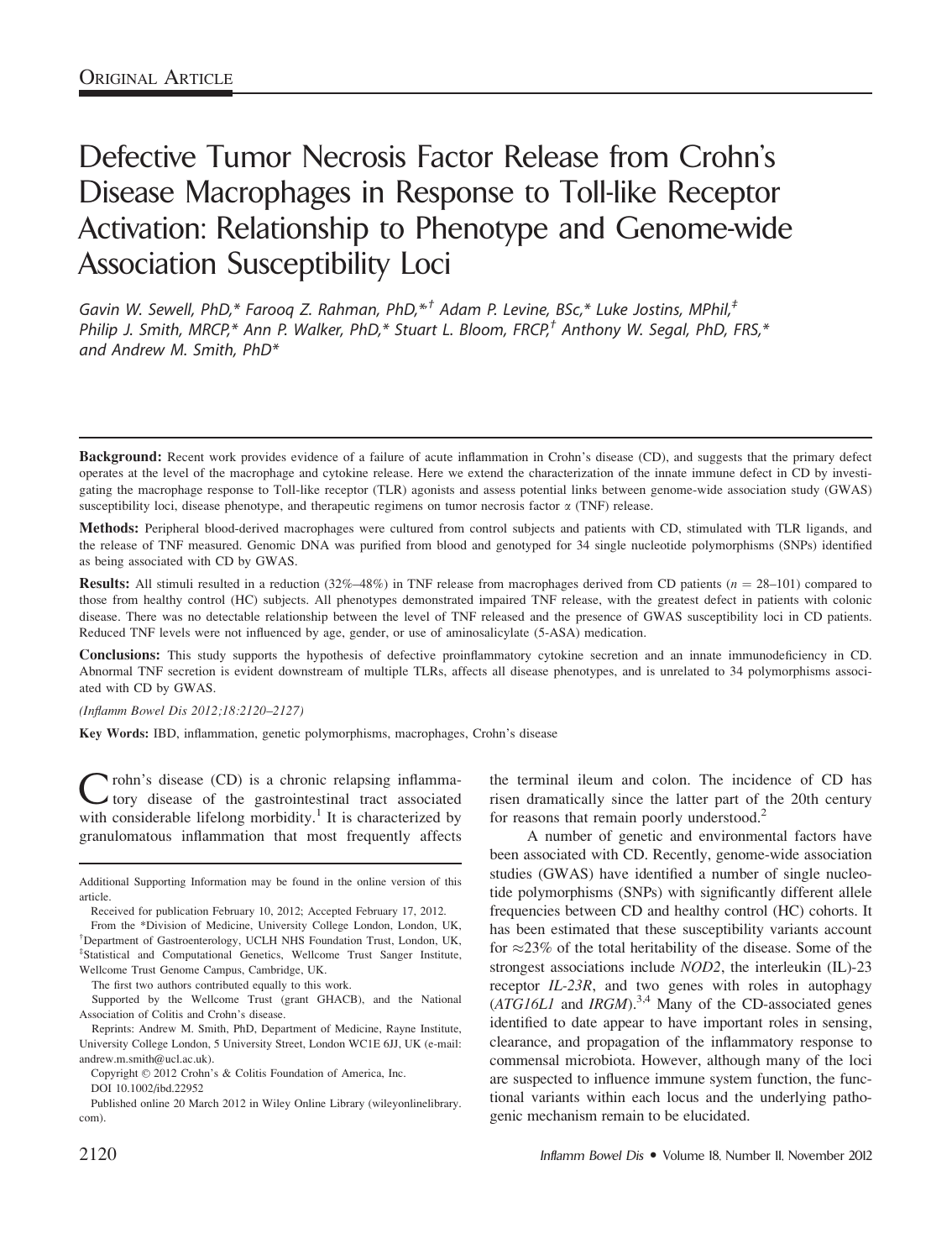ORIGINAL ARTICLE

# Defective Tumor Necrosis Factor Release from Crohn's Disease Macrophages in Response to Toll-like Receptor Activation: Relationship to Phenotype and Genome-wide Association Susceptibility Loci

*Gavin W. Sewell, PhD,\* Farooq Z. Rahman, PhD,\*† Adam P. Levine, BSc,\* Luke Jostins, MPhil,‡ Philip J. Smith, MRCP,\* Ann P. Walker, PhD,\* Stuart L. Bloom, FRCP,† Anthony W. Segal, PhD, FRS,\* and Andrew M. Smith, PhD\**

**Background:** Recent work provides evidence of a failure of acute inflammation in Crohn's disease (CD), and suggests that the primary defect operates at the level of the macrophage and cytokine release. Here we extend the characterization of the innate immune defect in CD by investigating the macrophage response to Toll-like receptor (TLR) agonists and assess potential links between genome-wide association study (GWAS) susceptibility loci, disease phenotype, and therapeutic regimens on tumor necrosis factor α (TNF) release.

**Methods:** Peripheral blood-derived macrophages were cultured from control subjects and patients with CD, stimulated with TLR ligands, and the release of TNF measured. Genomic DNA was purified from blood and genotyped for 34 single nucleotide polymorphisms (SNPs) identified as being associated with CD by GWAS.

**Results:** All stimuli resulted in a reduction (32%–48%) in TNF release from macrophages derived from CD patients ($n = 28$–$101$) compared to those from healthy control (HC) subjects. All phenotypes demonstrated impaired TNF release, with the greatest defect in patients with colonic disease. There was no detectable relationship between the level of TNF released and the presence of GWAS susceptibility loci in CD patients. Reduced TNF levels were not influenced by age, gender, or use of aminosalicylate (5-ASA) medication.

**Conclusions:** This study supports the hypothesis of defective proinflammatory cytokine secretion and an innate immunodeficiency in CD. Abnormal TNF secretion is evident downstream of multiple TLRs, affects all disease phenotypes, and is unrelated to 34 polymorphisms associated with CD by GWAS.

*(Inflamm Bowel Dis 2012;18:2120–2127)*

**Key Words:** IBD, inflammation, genetic polymorphisms, macrophages, Crohn's disease

Crohn's disease (CD) is a chronic relapsing inflammatory disease of the gastrointestinal tract associated with considerable lifelong morbidity.[1] It is characterized by granulomatous inflammation that most frequently affects the terminal ileum and colon. The incidence of CD has risen dramatically since the latter part of the 20th century for reasons that remain poorly understood.[2]

A number of genetic and environmental factors have been associated with CD. Recently, genome-wide association studies (GWAS) have identified a number of single nucleotide polymorphisms (SNPs) with significantly different allele frequencies between CD and healthy control (HC) cohorts. It has been estimated that these susceptibility variants account for ≈23% of the total heritability of the disease. Some of the strongest associations include *NOD2*, the interleukin (IL)-23 receptor *IL-23R*, and two genes with roles in autophagy (*ATG16L1* and *IRGM*).[3,4] Many of the CD-associated genes identified to date appear to have important roles in sensing, clearance, and propagation of the inflammatory response to commensal microbiota. However, although many of the loci are suspected to influence immune system function, the functional variants within each locus and the underlying pathogenic mechanism remain to be elucidated.

---

Additional Supporting Information may be found in the online version of this article.

Received for publication February 10, 2012; Accepted February 17, 2012.

From the \*Division of Medicine, University College London, London, UK, †Department of Gastroenterology, UCLH NHS Foundation Trust, London, UK, ‡Statistical and Computational Genetics, Wellcome Trust Sanger Institute, Wellcome Trust Genome Campus, Cambridge, UK.

The first two authors contributed equally to this work.

Supported by the Wellcome Trust (grant GHACB), and the National Association of Colitis and Crohn's disease.

Reprints: Andrew M. Smith, PhD, Department of Medicine, Rayne Institute, University College London, 5 University Street, London WC1E 6JJ, UK (e-mail: andrew.m.smith@ucl.ac.uk).

Copyright © 2012 Crohn's & Colitis Foundation of America, Inc.

DOI 10.1002/ibd.22952

Published online 20 March 2012 in Wiley Online Library (wileyonlinelibrary.com).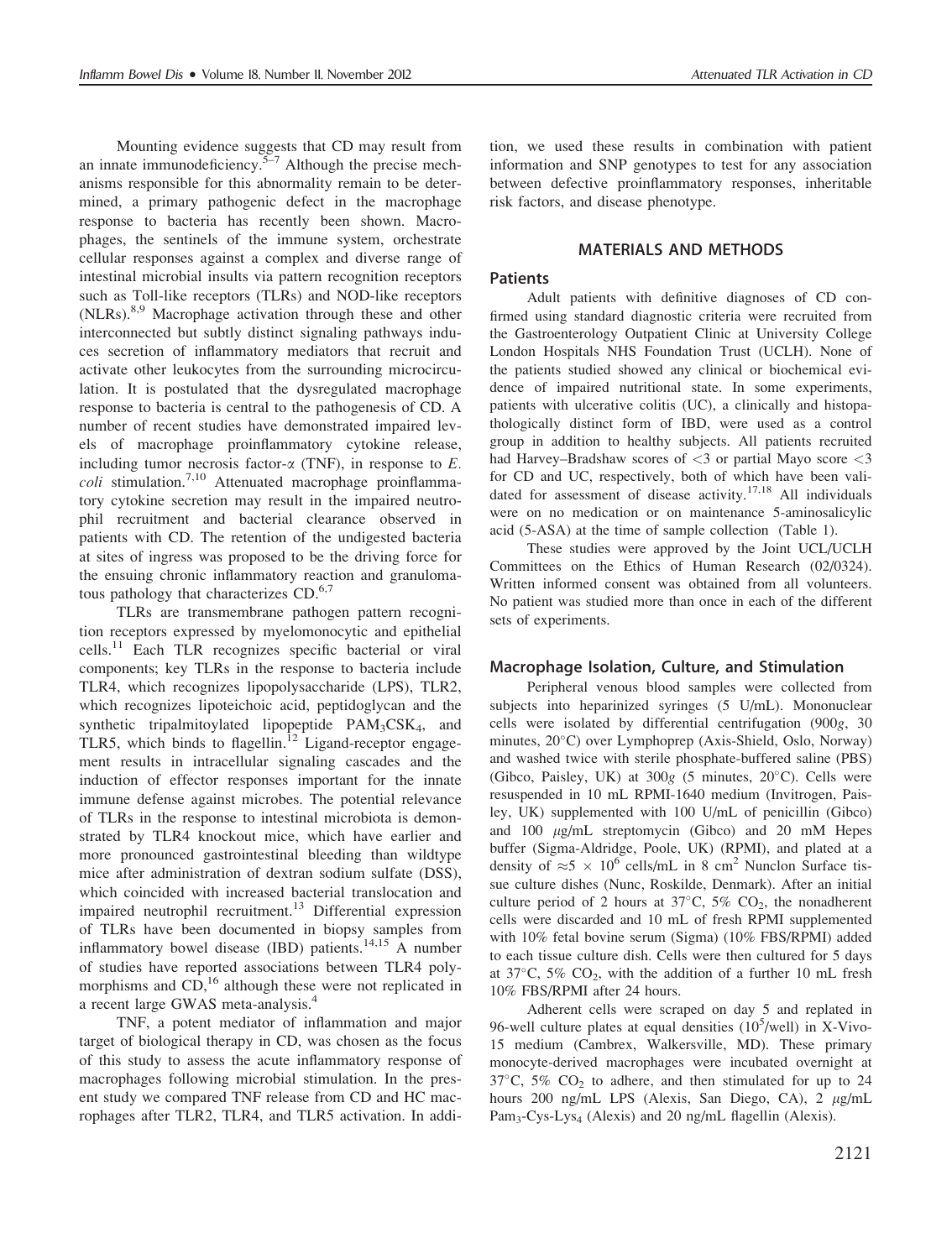Mounting evidence suggests that CD may result from an innate immunodeficiency.[5–7] Although the precise mechanisms responsible for this abnormality remain to be determined, a primary pathogenic defect in the macrophage response to bacteria has recently been shown. Macrophages, the sentinels of the immune system, orchestrate cellular responses against a complex and diverse range of intestinal microbial insults via pattern recognition receptors such as Toll-like receptors (TLRs) and NOD-like receptors (NLRs).[8,9] Macrophage activation through these and other interconnected but subtly distinct signaling pathways induces secretion of inflammatory mediators that recruit and activate other leukocytes from the surrounding microcirculation. It is postulated that the dysregulated macrophage response to bacteria is central to the pathogenesis of CD. A number of recent studies have demonstrated impaired levels of macrophage proinflammatory cytokine release, including tumor necrosis factor-α (TNF), in response to *E. coli* stimulation.[7,10] Attenuated macrophage proinflammatory cytokine secretion may result in the impaired neutrophil recruitment and bacterial clearance observed in patients with CD. The retention of the undigested bacteria at sites of ingress was proposed to be the driving force for the ensuing chronic inflammatory reaction and granulomatous pathology that characterizes CD.[6,7]

TLRs are transmembrane pathogen pattern recognition receptors expressed by myelomonocytic and epithelial cells.[11] Each TLR recognizes specific bacterial or viral components; key TLRs in the response to bacteria include TLR4, which recognizes lipopolysaccharide (LPS), TLR2, which recognizes lipoteichoic acid, peptidoglycan and the synthetic tripalmitoylated lipopeptide $PAM_3CSK_4$, and TLR5, which binds to flagellin.[12] Ligand-receptor engagement results in intracellular signaling cascades and the induction of effector responses important for the innate immune defense against microbes. The potential relevance of TLRs in the response to intestinal microbiota is demonstrated by TLR4 knockout mice, which have earlier and more pronounced gastrointestinal bleeding than wildtype mice after administration of dextran sodium sulfate (DSS), which coincided with increased bacterial translocation and impaired neutrophil recruitment.[13] Differential expression of TLRs have been documented in biopsy samples from inflammatory bowel disease (IBD) patients.[14,15] A number of studies have reported associations between TLR4 polymorphisms and CD,[16] although these were not replicated in a recent large GWAS meta-analysis.[4]

TNF, a potent mediator of inflammation and major target of biological therapy in CD, was chosen as the focus of this study to assess the acute inflammatory response of macrophages following microbial stimulation. In the present study we compared TNF release from CD and HC macrophages after TLR2, TLR4, and TLR5 activation. In addition, we used these results in combination with patient information and SNP genotypes to test for any association between defective proinflammatory responses, inheritable risk factors, and disease phenotype.

## MATERIALS AND METHODS

### Patients

Adult patients with definitive diagnoses of CD confirmed using standard diagnostic criteria were recruited from the Gastroenterology Outpatient Clinic at University College London Hospitals NHS Foundation Trust (UCLH). None of the patients studied showed any clinical or biochemical evidence of impaired nutritional state. In some experiments, patients with ulcerative colitis (UC), a clinically and histopathologically distinct form of IBD, were used as a control group in addition to healthy subjects. All patients recruited had Harvey–Bradshaw scores of $<3$ or partial Mayo score $<3$ for CD and UC, respectively, both of which have been validated for assessment of disease activity.[17,18] All individuals were on no medication or on maintenance 5-aminosalicylic acid (5-ASA) at the time of sample collection (Table 1).

These studies were approved by the Joint UCL/UCLH Committees on the Ethics of Human Research (02/0324). Written informed consent was obtained from all volunteers. No patient was studied more than once in each of the different sets of experiments.

### Macrophage Isolation, Culture, and Stimulation

Peripheral venous blood samples were collected from subjects into heparinized syringes (5 U/mL). Mononuclear cells were isolated by differential centrifugation (900*g*, 30 minutes, 20°C) over Lymphoprep (Axis-Shield, Oslo, Norway) and washed twice with sterile phosphate-buffered saline (PBS) (Gibco, Paisley, UK) at 300*g* (5 minutes, 20°C). Cells were resuspended in 10 mL RPMI-1640 medium (Invitrogen, Paisley, UK) supplemented with 100 U/mL of penicillin (Gibco) and 100 μg/mL streptomycin (Gibco) and 20 mM Hepes buffer (Sigma-Aldridge, Poole, UK) (RPMI), and plated at a density of $\approx 5 \times 10^6$ cells/mL in 8 $cm^2$ Nunclon Surface tissue culture dishes (Nunc, Roskilde, Denmark). After an initial culture period of 2 hours at 37°C, 5% $CO_2$, the nonadherent cells were discarded and 10 mL of fresh RPMI supplemented with 10% fetal bovine serum (Sigma) (10% FBS/RPMI) added to each tissue culture dish. Cells were then cultured for 5 days at 37°C, 5% $CO_2$, with the addition of a further 10 mL fresh 10% FBS/RPMI after 24 hours.

Adherent cells were scraped on day 5 and replated in 96-well culture plates at equal densities ($10^5$/well) in X-Vivo-15 medium (Cambrex, Walkersville, MD). These primary monocyte-derived macrophages were incubated overnight at 37°C, 5% $CO_2$ to adhere, and then stimulated for up to 24 hours 200 ng/mL LPS (Alexis, San Diego, CA), 2 μg/mL $Pam_3$-Cys-$Lys_4$ (Alexis) and 20 ng/mL flagellin (Alexis).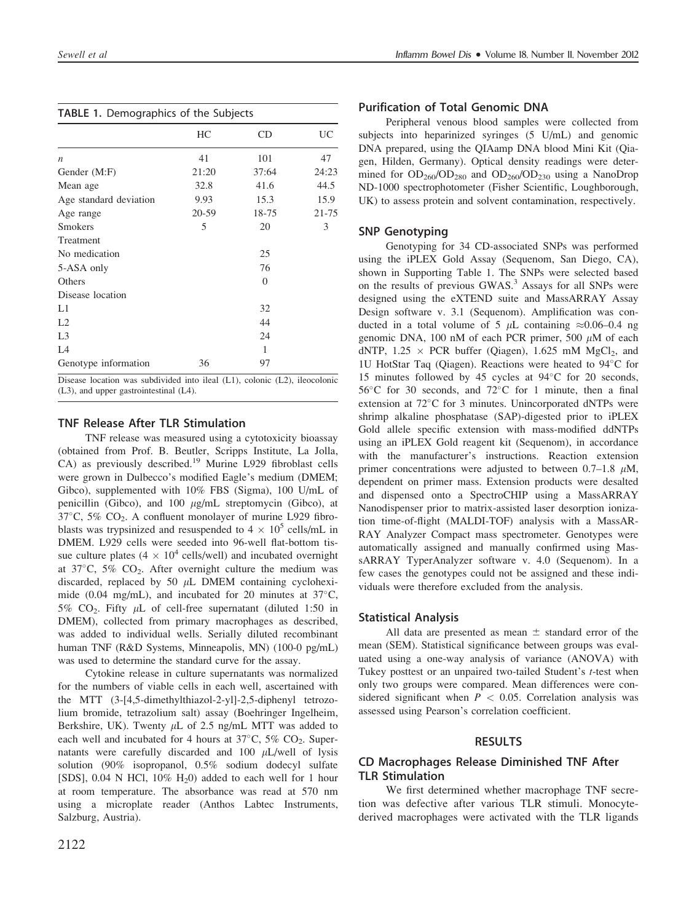**TABLE 1.** Demographics of the Subjects

| | HC | CD | UC |
|---|---|---|---|
| $n$ | 41 | 101 | 47 |
| Gender (M:F) | 21:20 | 37:64 | 24:23 |
| Mean age | 32.8 | 41.6 | 44.5 |
| Age standard deviation | 9.93 | 15.3 | 15.9 |
| Age range | 20-59 | 18-75 | 21-75 |
| Smokers | 5 | 20 | 3 |
| Treatment | | | |
| No medication | | 25 | |
| 5-ASA only | | 76 | |
| Others | | 0 | |
| Disease location | | | |
| L1 | | 32 | |
| L2 | | 44 | |
| L3 | | 24 | |
| L4 | | 1 | |
| Genotype information | 36 | 97 | |

Disease location was subdivided into ileal (L1), colonic (L2), ileocolonic (L3), and upper gastrointestinal (L4).

### TNF Release After TLR Stimulation

TNF release was measured using a cytotoxicity bioassay (obtained from Prof. B. Beutler, Scripps Institute, La Jolla, CA) as previously described.[19] Murine L929 fibroblast cells were grown in Dulbecco's modified Eagle's medium (DMEM; Gibco), supplemented with 10% FBS (Sigma), 100 U/mL of penicillin (Gibco), and 100 $\mu$g/mL streptomycin (Gibco), at 37°C, 5% $CO_2$. A confluent monolayer of murine L929 fibroblasts was trypsinized and resuspended to $4 \times 10^5$ cells/mL in DMEM. L929 cells were seeded into 96-well flat-bottom tissue culture plates ($4 \times 10^4$ cells/well) and incubated overnight at 37°C, 5% $CO_2$. After overnight culture the medium was discarded, replaced by 50 $\mu$L DMEM containing cycloheximide (0.04 mg/mL), and incubated for 20 minutes at 37°C, 5% $CO_2$. Fifty $\mu$L of cell-free supernatant (diluted 1:50 in DMEM), collected from primary macrophages as described, was added to individual wells. Serially diluted recombinant human TNF (R&D Systems, Minneapolis, MN) (100-0 pg/mL) was used to determine the standard curve for the assay.

Cytokine release in culture supernatants was normalized for the numbers of viable cells in each well, ascertained with the MTT (3-[4,5-dimethylthiazol-2-yl]-2,5-diphenyl tetrozolium bromide, tetrazolium salt) assay (Boehringer Ingelheim, Berkshire, UK). Twenty $\mu$L of 2.5 ng/mL MTT was added to each well and incubated for 4 hours at 37°C, 5% $CO_2$. Supernatants were carefully discarded and 100 $\mu$L/well of lysis solution (90% isopropanol, 0.5% sodium dodecyl sulfate [SDS], 0.04 N HCl, 10% $H_2$0) added to each well for 1 hour at room temperature. The absorbance was read at 570 nm using a microplate reader (Anthos Labtec Instruments, Salzburg, Austria).

### Purification of Total Genomic DNA

Peripheral venous blood samples were collected from subjects into heparinized syringes (5 U/mL) and genomic DNA prepared, using the QIAamp DNA blood Mini Kit (Qiagen, Hilden, Germany). Optical density readings were determined for $OD_{260}/OD_{280}$ and $OD_{260}/OD_{230}$ using a NanoDrop ND-1000 spectrophotometer (Fisher Scientific, Loughborough, UK) to assess protein and solvent contamination, respectively.

### SNP Genotyping

Genotyping for 34 CD-associated SNPs was performed using the iPLEX Gold Assay (Sequenom, San Diego, CA), shown in Supporting Table 1. The SNPs were selected based on the results of previous GWAS.[3] Assays for all SNPs were designed using the eXTEND suite and MassARRAY Assay Design software v. 3.1 (Sequenom). Amplification was conducted in a total volume of 5 $\mu$L containing $\approx$0.06–0.4 ng genomic DNA, 100 nM of each PCR primer, 500 $\mu$M of each dNTP, $1.25 \times$ PCR buffer (Qiagen), 1.625 mM $MgCl_2$, and 1U HotStar Taq (Qiagen). Reactions were heated to 94°C for 15 minutes followed by 45 cycles at 94°C for 20 seconds, 56°C for 30 seconds, and 72°C for 1 minute, then a final extension at 72°C for 3 minutes. Unincorporated dNTPs were shrimp alkaline phosphatase (SAP)-digested prior to iPLEX Gold allele specific extension with mass-modified ddNTPs using an iPLEX Gold reagent kit (Sequenom), in accordance with the manufacturer's instructions. Reaction extension primer concentrations were adjusted to between 0.7–1.8 $\mu$M, dependent on primer mass. Extension products were desalted and dispensed onto a SpectroCHIP using a MassARRAY Nanodispenser prior to matrix-assisted laser desorption ionization time-of-flight (MALDI-TOF) analysis with a MassARRAY Analyzer Compact mass spectrometer. Genotypes were automatically assigned and manually confirmed using MassARRAY TyperAnalyzer software v. 4.0 (Sequenom). In a few cases the genotypes could not be assigned and these individuals were therefore excluded from the analysis.

### Statistical Analysis

All data are presented as mean $\pm$ standard error of the mean (SEM). Statistical significance between groups was evaluated using a one-way analysis of variance (ANOVA) with Tukey posttest or an unpaired two-tailed Student's $t$-test when only two groups were compared. Mean differences were considered significant when $P < 0.05$. Correlation analysis was assessed using Pearson's correlation coefficient.

## RESULTS

### CD Macrophages Release Diminished TNF After TLR Stimulation

We first determined whether macrophage TNF secretion was defective after various TLR stimuli. Monocyte-derived macrophages were activated with the TLR ligands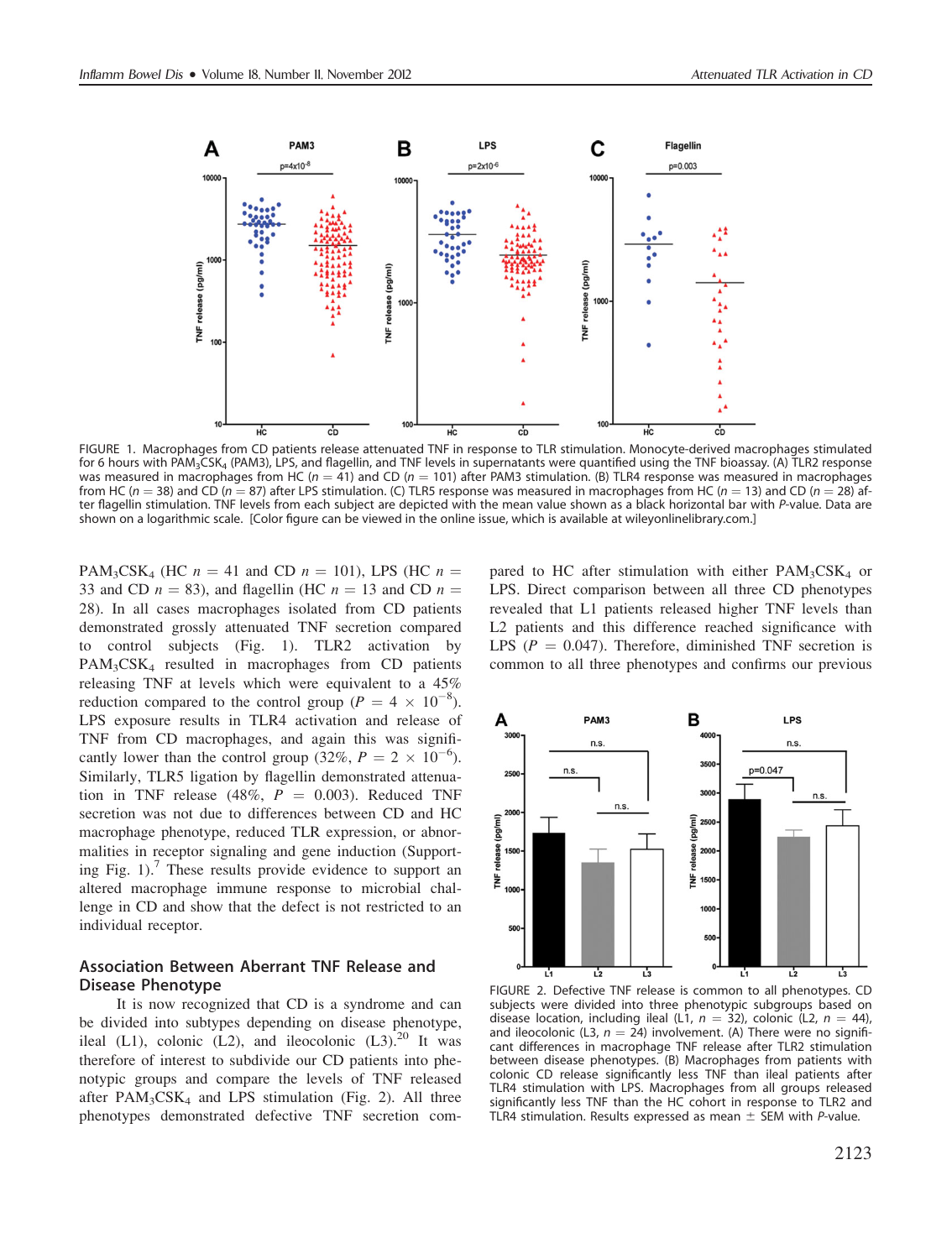FIGURE 1. Macrophages from CD patients release attenuated TNF in response to TLR stimulation. Monocyte-derived macrophages stimulated for 6 hours with $PAM_3CSK_4$ (PAM3), LPS, and flagellin, and TNF levels in supernatants were quantified using the TNF bioassay. (A) TLR2 response was measured in macrophages from HC ($n = 41$) and CD ($n = 101$) after PAM3 stimulation. (B) TLR4 response was measured in macrophages from HC ($n = 38$) and CD ($n = 87$) after LPS stimulation. (C) TLR5 response was measured in macrophages from HC ($n = 13$) and CD ($n = 28$) after flagellin stimulation. TNF levels from each subject are depicted with the mean value shown as a black horizontal bar with P-value. Data are shown on a logarithmic scale. [Color figure can be viewed in the online issue, which is available at wileyonlinelibrary.com.]

$PAM_3CSK_4$ (HC $n = 41$ and CD $n = 101$), LPS (HC $n = 33$ and CD $n = 83$), and flagellin (HC $n = 13$ and CD $n = 28$). In all cases macrophages isolated from CD patients demonstrated grossly attenuated TNF secretion compared to control subjects (Fig. 1). TLR2 activation by $PAM_3CSK_4$ resulted in macrophages from CD patients releasing TNF at levels which were equivalent to a 45% reduction compared to the control group ($P = 4 \times 10^{-8}$). LPS exposure results in TLR4 activation and release of TNF from CD macrophages, and again this was significantly lower than the control group (32%, $P = 2 \times 10^{-6}$). Similarly, TLR5 ligation by flagellin demonstrated attenuation in TNF release (48%, $P = 0.003$). Reduced TNF secretion was not due to differences between CD and HC macrophage phenotype, reduced TLR expression, or abnormalities in receptor signaling and gene induction (Supporting Fig. 1).[7] These results provide evidence to support an altered macrophage immune response to microbial challenge in CD and show that the defect is not restricted to an individual receptor.

## Association Between Aberrant TNF Release and Disease Phenotype

It is now recognized that CD is a syndrome and can be divided into subtypes depending on disease phenotype, ileal (L1), colonic (L2), and ileocolonic (L3).[20] It was therefore of interest to subdivide our CD patients into phenotypic groups and compare the levels of TNF released after $PAM_3CSK_4$ and LPS stimulation (Fig. 2). All three phenotypes demonstrated defective TNF secretion compared to HC after stimulation with either $PAM_3CSK_4$ or LPS. Direct comparison between all three CD phenotypes revealed that L1 patients released higher TNF levels than L2 patients and this difference reached significance with LPS ($P = 0.047$). Therefore, diminished TNF secretion is common to all three phenotypes and confirms our previous

FIGURE 2. Defective TNF release is common to all phenotypes. CD subjects were divided into three phenotypic subgroups based on disease location, including ileal (L1, $n = 32$), colonic (L2, $n = 44$), and ileocolonic (L3, $n = 24$) involvement. (A) There were no significant differences in macrophage TNF release after TLR2 stimulation between disease phenotypes. (B) Macrophages from patients with colonic CD release significantly less TNF than ileal patients after TLR4 stimulation with LPS. Macrophages from all groups released significantly less TNF than the HC cohort in response to TLR2 and TLR4 stimulation. Results expressed as mean ± SEM with P-value.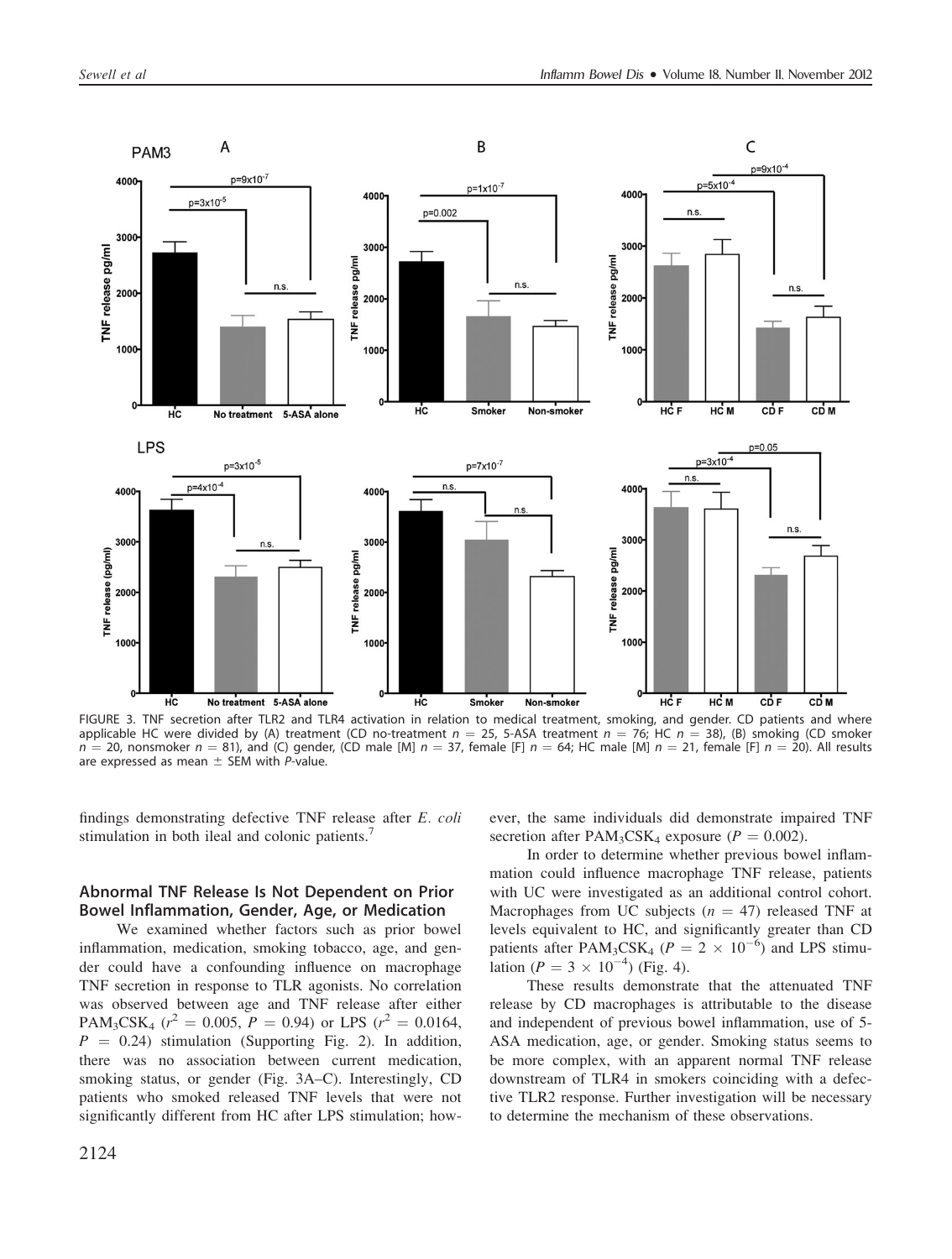FIGURE 3. TNF secretion after TLR2 and TLR4 activation in relation to medical treatment, smoking, and gender. CD patients and where applicable HC were divided by (A) treatment (CD no-treatment $n = 25$, 5-ASA treatment $n = 76$; HC $n = 38$), (B) smoking (CD smoker $n = 20$, nonsmoker $n = 81$), and (C) gender, (CD male [M] $n = 37$, female [F] $n = 64$; HC male [M] $n = 21$, female [F] $n = 20$). All results are expressed as mean $\pm$ SEM with P-value.

findings demonstrating defective TNF release after *E. coli* stimulation in both ileal and colonic patients.[7]

### Abnormal TNF Release Is Not Dependent on Prior Bowel Inflammation, Gender, Age, or Medication

We examined whether factors such as prior bowel inflammation, medication, smoking tobacco, age, and gender could have a confounding influence on macrophage TNF secretion in response to TLR agonists. No correlation was observed between age and TNF release after either $PAM_3CSK_4$ ($r^2 = 0.005$, $P = 0.94$) or LPS ($r^2 = 0.0164$, $P = 0.24$) stimulation (Supporting Fig. 2). In addition, there was no association between current medication, smoking status, or gender (Fig. 3A–C). Interestingly, CD patients who smoked released TNF levels that were not significantly different from HC after LPS stimulation; however, the same individuals did demonstrate impaired TNF secretion after $PAM_3CSK_4$ exposure ($P = 0.002$).

In order to determine whether previous bowel inflammation could influence macrophage TNF release, patients with UC were investigated as an additional control cohort. Macrophages from UC subjects ($n = 47$) released TNF at levels equivalent to HC, and significantly greater than CD patients after $PAM_3CSK_4$ ($P = 2 \times 10^{-6}$) and LPS stimulation ($P = 3 \times 10^{-4}$) (Fig. 4).

These results demonstrate that the attenuated TNF release by CD macrophages is attributable to the disease and independent of previous bowel inflammation, use of 5-ASA medication, age, or gender. Smoking status seems to be more complex, with an apparent normal TNF release downstream of TLR4 in smokers coinciding with a defective TLR2 response. Further investigation will be necessary to determine the mechanism of these observations.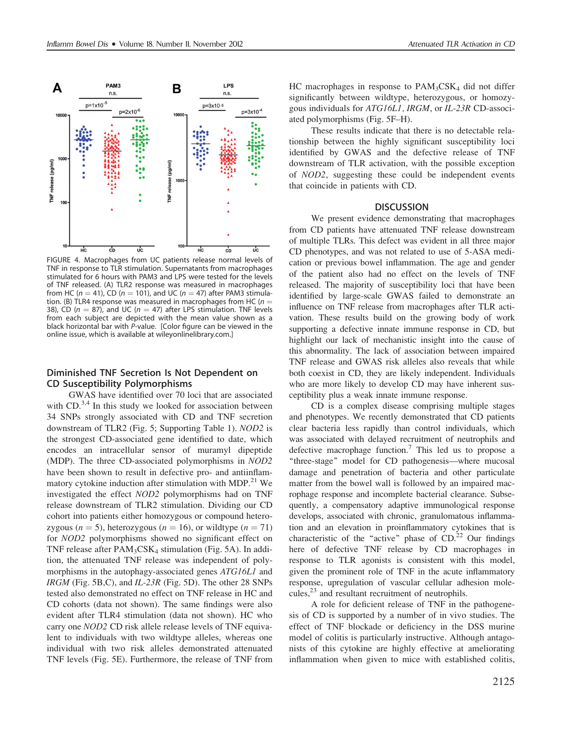FIGURE 4. Macrophages from UC patients release normal levels of TNF in response to TLR stimulation. Supernatants from macrophages stimulated for 6 hours with PAM3 and LPS were tested for the levels of TNF released. (A) TLR2 response was measured in macrophages from HC ($n = 41$), CD ($n = 101$), and UC ($n = 47$) after PAM3 stimulation. (B) TLR4 response was measured in macrophages from HC ($n = 38$), CD ($n = 87$), and UC ($n = 47$) after LPS stimulation. TNF levels from each subject are depicted with the mean value shown as a black horizontal bar with $P$-value. [Color figure can be viewed in the online issue, which is available at wileyonlinelibrary.com.]

## Diminished TNF Secretion Is Not Dependent on CD Susceptibility Polymorphisms

GWAS have identified over 70 loci that are associated with CD.[3,4] In this study we looked for association between 34 SNPs strongly associated with CD and TNF secretion downstream of TLR2 (Fig. 5; Supporting Table 1). *NOD2* is the strongest CD-associated gene identified to date, which encodes an intracellular sensor of muramyl dipeptide (MDP). The three CD-associated polymorphisms in *NOD2* have been shown to result in defective pro- and antiinflammatory cytokine induction after stimulation with MDP.[21] We investigated the effect *NOD2* polymorphisms had on TNF release downstream of TLR2 stimulation. Dividing our CD cohort into patients either homozygous or compound heterozygous ($n = 5$), heterozygous ($n = 16$), or wildtype ($n = 71$) for *NOD2* polymorphisms showed no significant effect on TNF release after $PAM_3CSK_4$ stimulation (Fig. 5A). In addition, the attenuated TNF release was independent of polymorphisms in the autophagy-associated genes *ATG16L1* and *IRGM* (Fig. 5B,C), and *IL-23R* (Fig. 5D). The other 28 SNPs tested also demonstrated no effect on TNF release in HC and CD cohorts (data not shown). The same findings were also evident after TLR4 stimulation (data not shown). HC who carry one *NOD2* CD risk allele release levels of TNF equivalent to individuals with two wildtype alleles, whereas one individual with two risk alleles demonstrated attenuated TNF levels (Fig. 5E). Furthermore, the release of TNF from HC macrophages in response to $PAM_3CSK_4$ did not differ significantly between wildtype, heterozygous, or homozygous individuals for *ATG16L1*, *IRGM*, or *IL-23R* CD-associated polymorphisms (Fig. 5F–H).

These results indicate that there is no detectable relationship between the highly significant susceptibility loci identified by GWAS and the defective release of TNF downstream of TLR activation, with the possible exception of *NOD2*, suggesting these could be independent events that coincide in patients with CD.

## DISCUSSION

We present evidence demonstrating that macrophages from CD patients have attenuated TNF release downstream of multiple TLRs. This defect was evident in all three major CD phenotypes, and was not related to use of 5-ASA medication or previous bowel inflammation. The age and gender of the patient also had no effect on the levels of TNF released. The majority of susceptibility loci that have been identified by large-scale GWAS failed to demonstrate an influence on TNF release from macrophages after TLR activation. These results build on the growing body of work supporting a defective innate immune response in CD, but highlight our lack of mechanistic insight into the cause of this abnormality. The lack of association between impaired TNF release and GWAS risk alleles also reveals that while both coexist in CD, they are likely independent. Individuals who are more likely to develop CD may have inherent susceptibility plus a weak innate immune response.

CD is a complex disease comprising multiple stages and phenotypes. We recently demonstrated that CD patients clear bacteria less rapidly than control individuals, which was associated with delayed recruitment of neutrophils and defective macrophage function.[7] This led us to propose a "three-stage" model for CD pathogenesis—where mucosal damage and penetration of bacteria and other particulate matter from the bowel wall is followed by an impaired macrophage response and incomplete bacterial clearance. Subsequently, a compensatory adaptive immunological response develops, associated with chronic, granulomatous inflammation and an elevation in proinflammatory cytokines that is characteristic of the "active" phase of CD.[22] Our findings here of defective TNF release by CD macrophages in response to TLR agonists is consistent with this model, given the prominent role of TNF in the acute inflammatory response, upregulation of vascular cellular adhesion molecules,[23] and resultant recruitment of neutrophils.

A role for deficient release of TNF in the pathogenesis of CD is supported by a number of in vivo studies. The effect of TNF blockade or deficiency in the DSS murine model of colitis is particularly instructive. Although antagonists of this cytokine are highly effective at ameliorating inflammation when given to mice with established colitis,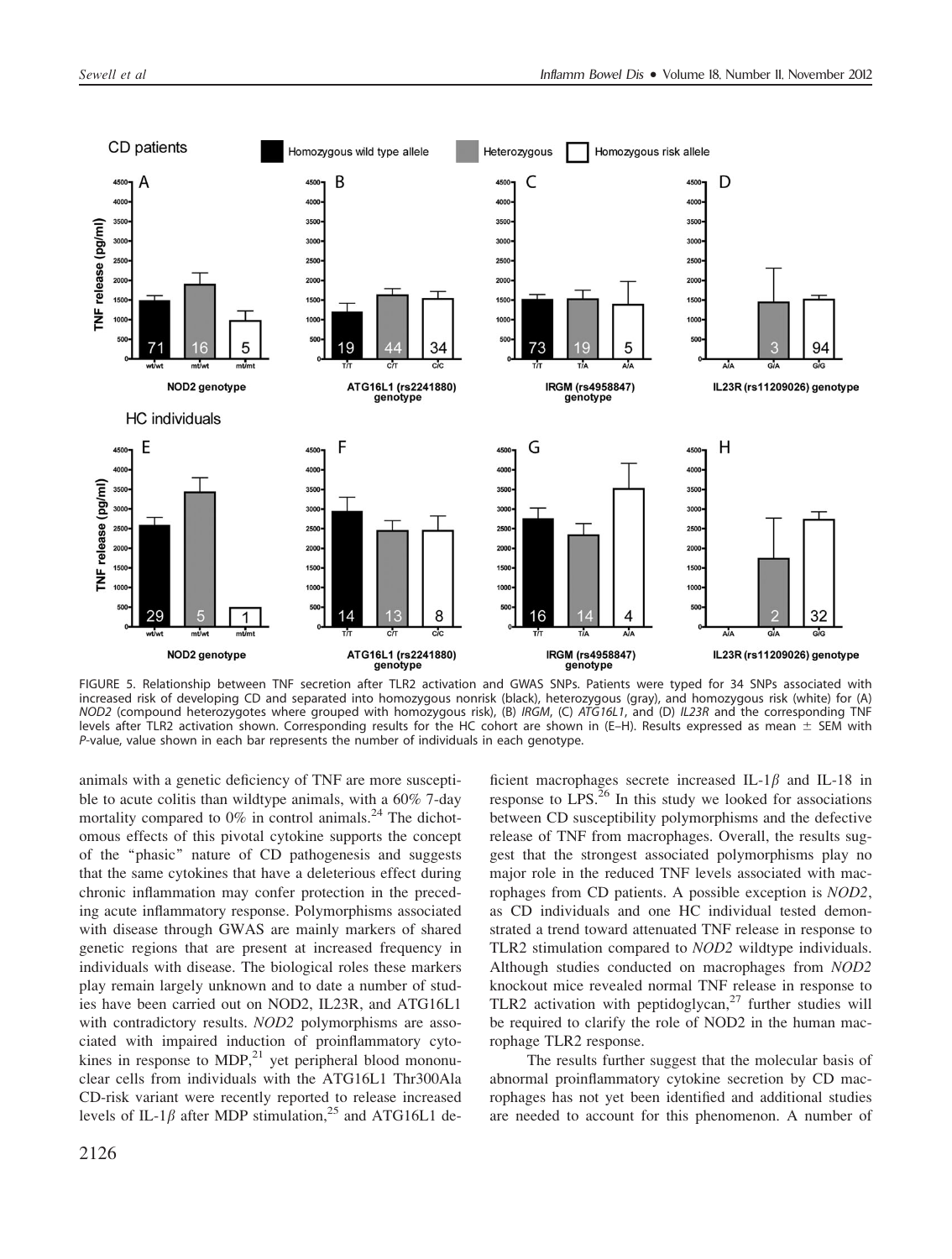FIGURE 5. Relationship between TNF secretion after TLR2 activation and GWAS SNPs. Patients were typed for 34 SNPs associated with increased risk of developing CD and separated into homozygous nonrisk (black), heterozygous (gray), and homozygous risk (white) for (A) *NOD2* (compound heterozygotes where grouped with homozygous risk), (B) *IRGM*, (C) *ATG16L1*, and (D) *IL23R* and the corresponding TNF levels after TLR2 activation shown. Corresponding results for the HC cohort are shown in (E–H). Results expressed as mean ± SEM with *P*-value, value shown in each bar represents the number of individuals in each genotype.

animals with a genetic deficiency of TNF are more susceptible to acute colitis than wildtype animals, with a 60% 7-day mortality compared to 0% in control animals.[24] The dichotomous effects of this pivotal cytokine supports the concept of the "phasic" nature of CD pathogenesis and suggests that the same cytokines that have a deleterious effect during chronic inflammation may confer protection in the preceding acute inflammatory response. Polymorphisms associated with disease through GWAS are mainly markers of shared genetic regions that are present at increased frequency in individuals with disease. The biological roles these markers play remain largely unknown and to date a number of studies have been carried out on NOD2, IL23R, and ATG16L1 with contradictory results. *NOD2* polymorphisms are associated with impaired induction of proinflammatory cytokines in response to MDP,[21] yet peripheral blood mononuclear cells from individuals with the ATG16L1 Thr300Ala CD-risk variant were recently reported to release increased levels of IL-1$\beta$ after MDP stimulation,[25] and ATG16L1 deficient macrophages secrete increased IL-1$\beta$ and IL-18 in response to LPS.[26] In this study we looked for associations between CD susceptibility polymorphisms and the defective release of TNF from macrophages. Overall, the results suggest that the strongest associated polymorphisms play no major role in the reduced TNF levels associated with macrophages from CD patients. A possible exception is *NOD2*, as CD individuals and one HC individual tested demonstrated a trend toward attenuated TNF release in response to TLR2 stimulation compared to *NOD2* wildtype individuals. Although studies conducted on macrophages from *NOD2* knockout mice revealed normal TNF release in response to TLR2 activation with peptidoglycan,[27] further studies will be required to clarify the role of NOD2 in the human macrophage TLR2 response.

The results further suggest that the molecular basis of abnormal proinflammatory cytokine secretion by CD macrophages has not yet been identified and additional studies are needed to account for this phenomenon. A number of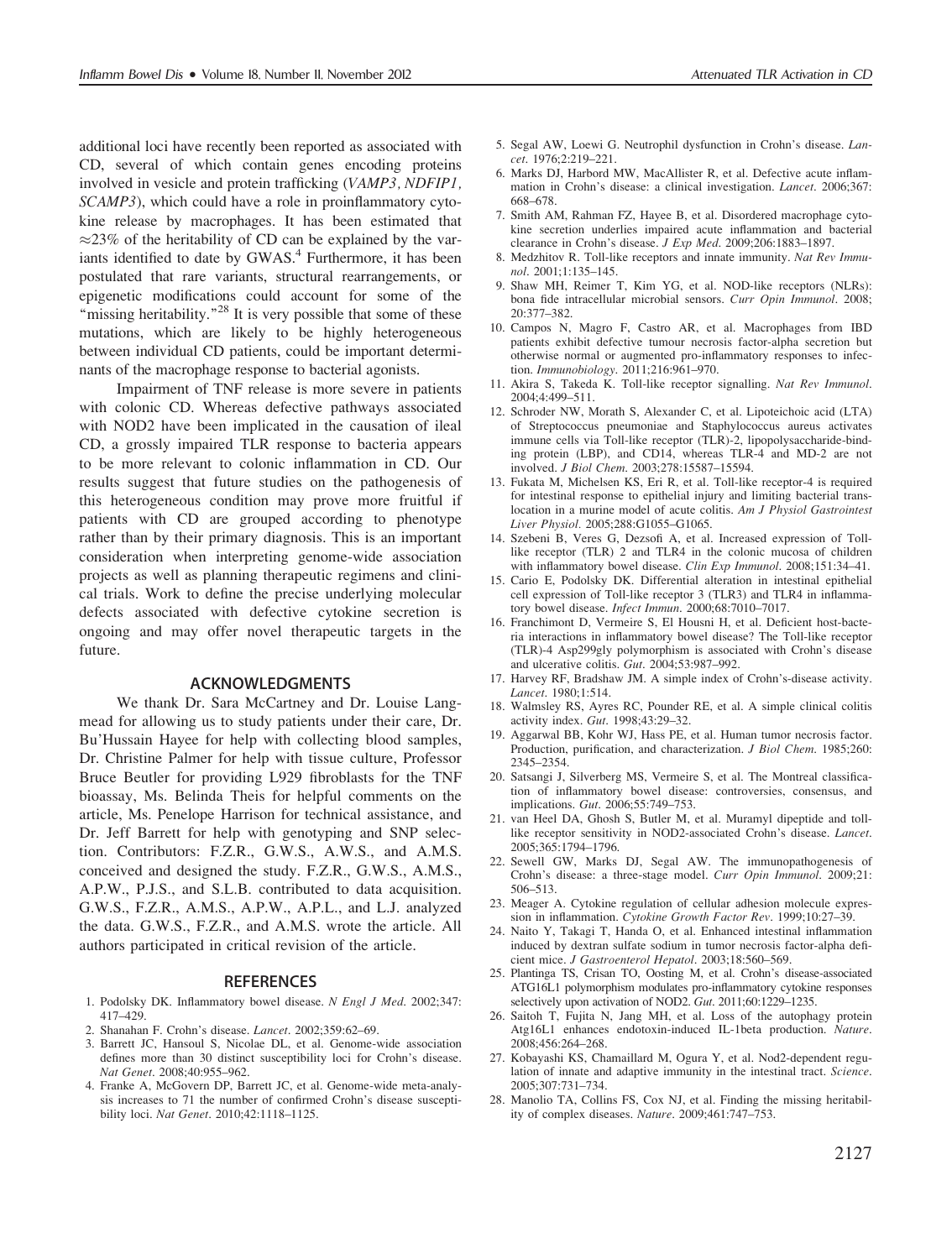additional loci have recently been reported as associated with CD, several of which contain genes encoding proteins involved in vesicle and protein trafficking (*VAMP3, NDFIP1, SCAMP3*), which could have a role in proinflammatory cytokine release by macrophages. It has been estimated that $\approx$23% of the heritability of CD can be explained by the variants identified to date by GWAS.[4] Furthermore, it has been postulated that rare variants, structural rearrangements, or epigenetic modifications could account for some of the "missing heritability."[28] It is very possible that some of these mutations, which are likely to be highly heterogeneous between individual CD patients, could be important determinants of the macrophage response to bacterial agonists.

Impairment of TNF release is more severe in patients with colonic CD. Whereas defective pathways associated with NOD2 have been implicated in the causation of ileal CD, a grossly impaired TLR response to bacteria appears to be more relevant to colonic inflammation in CD. Our results suggest that future studies on the pathogenesis of this heterogeneous condition may prove more fruitful if patients with CD are grouped according to phenotype rather than by their primary diagnosis. This is an important consideration when interpreting genome-wide association projects as well as planning therapeutic regimens and clinical trials. Work to define the precise underlying molecular defects associated with defective cytokine secretion is ongoing and may offer novel therapeutic targets in the future.

## ACKNOWLEDGMENTS

We thank Dr. Sara McCartney and Dr. Louise Langmead for allowing us to study patients under their care, Dr. Bu'Hussain Hayee for help with collecting blood samples, Dr. Christine Palmer for help with tissue culture, Professor Bruce Beutler for providing L929 fibroblasts for the TNF bioassay, Ms. Belinda Theis for helpful comments on the article, Ms. Penelope Harrison for technical assistance, and Dr. Jeff Barrett for help with genotyping and SNP selection. Contributors: F.Z.R., G.W.S., A.W.S., and A.M.S. conceived and designed the study. F.Z.R., G.W.S., A.M.S., A.P.W., P.J.S., and S.L.B. contributed to data acquisition. G.W.S., F.Z.R., A.M.S., A.P.W., A.P.L., and L.J. analyzed the data. G.W.S., F.Z.R., and A.M.S. wrote the article. All authors participated in critical revision of the article.

## REFERENCES

1. Podolsky DK. Inflammatory bowel disease. *N Engl J Med*. 2002;347: 417–429.
2. Shanahan F. Crohn's disease. *Lancet*. 2002;359:62–69.
3. Barrett JC, Hansoul S, Nicolae DL, et al. Genome-wide association defines more than 30 distinct susceptibility loci for Crohn's disease. *Nat Genet*. 2008;40:955–962.
4. Franke A, McGovern DP, Barrett JC, et al. Genome-wide meta-analysis increases to 71 the number of confirmed Crohn's disease susceptibility loci. *Nat Genet*. 2010;42:1118–1125.
5. Segal AW, Loewi G. Neutrophil dysfunction in Crohn's disease. *Lancet*. 1976;2:219–221.
6. Marks DJ, Harbord MW, MacAllister R, et al. Defective acute inflammation in Crohn's disease: a clinical investigation. *Lancet*. 2006;367: 668–678.
7. Smith AM, Rahman FZ, Hayee B, et al. Disordered macrophage cytokine secretion underlies impaired acute inflammation and bacterial clearance in Crohn's disease. *J Exp Med*. 2009;206:1883–1897.
8. Medzhitov R. Toll-like receptors and innate immunity. *Nat Rev Immunol*. 2001;1:135–145.
9. Shaw MH, Reimer T, Kim YG, et al. NOD-like receptors (NLRs): bona fide intracellular microbial sensors. *Curr Opin Immunol*. 2008; 20:377–382.
10. Campos N, Magro F, Castro AR, et al. Macrophages from IBD patients exhibit defective tumour necrosis factor-alpha secretion but otherwise normal or augmented pro-inflammatory responses to infection. *Immunobiology*. 2011;216:961–970.
11. Akira S, Takeda K. Toll-like receptor signalling. *Nat Rev Immunol*. 2004;4:499–511.
12. Schroder NW, Morath S, Alexander C, et al. Lipoteichoic acid (LTA) of Streptococcus pneumoniae and Staphylococcus aureus activates immune cells via Toll-like receptor (TLR)-2, lipopolysaccharide-binding protein (LBP), and CD14, whereas TLR-4 and MD-2 are not involved. *J Biol Chem*. 2003;278:15587–15594.
13. Fukata M, Michelsen KS, Eri R, et al. Toll-like receptor-4 is required for intestinal response to epithelial injury and limiting bacterial translocation in a murine model of acute colitis. *Am J Physiol Gastrointest Liver Physiol*. 2005;288:G1055–G1065.
14. Szebeni B, Veres G, Dezsofi A, et al. Increased expression of Toll-like receptor (TLR) 2 and TLR4 in the colonic mucosa of children with inflammatory bowel disease. *Clin Exp Immunol*. 2008;151:34–41.
15. Cario E, Podolsky DK. Differential alteration in intestinal epithelial cell expression of Toll-like receptor 3 (TLR3) and TLR4 in inflammatory bowel disease. *Infect Immun*. 2000;68:7010–7017.
16. Franchimont D, Vermeire S, El Housni H, et al. Deficient host-bacteria interactions in inflammatory bowel disease? The Toll-like receptor (TLR)-4 Asp299gly polymorphism is associated with Crohn's disease and ulcerative colitis. *Gut*. 2004;53:987–992.
17. Harvey RF, Bradshaw JM. A simple index of Crohn's-disease activity. *Lancet*. 1980;1:514.
18. Walmsley RS, Ayres RC, Pounder RE, et al. A simple clinical colitis activity index. *Gut*. 1998;43:29–32.
19. Aggarwal BB, Kohr WJ, Hass PE, et al. Human tumor necrosis factor. Production, purification, and characterization. *J Biol Chem*. 1985;260: 2345–2354.
20. Satsangi J, Silverberg MS, Vermeire S, et al. The Montreal classification of inflammatory bowel disease: controversies, consensus, and implications. *Gut*. 2006;55:749–753.
21. van Heel DA, Ghosh S, Butler M, et al. Muramyl dipeptide and toll-like receptor sensitivity in NOD2-associated Crohn's disease. *Lancet*. 2005;365:1794–1796.
22. Sewell GW, Marks DJ, Segal AW. The immunopathogenesis of Crohn's disease: a three-stage model. *Curr Opin Immunol*. 2009;21: 506–513.
23. Meager A. Cytokine regulation of cellular adhesion molecule expression in inflammation. *Cytokine Growth Factor Rev*. 1999;10:27–39.
24. Naito Y, Takagi T, Handa O, et al. Enhanced intestinal inflammation induced by dextran sulfate sodium in tumor necrosis factor-alpha deficient mice. *J Gastroenterol Hepatol*. 2003;18:560–569.
25. Plantinga TS, Crisan TO, Oosting M, et al. Crohn's disease-associated ATG16L1 polymorphism modulates pro-inflammatory cytokine responses selectively upon activation of NOD2. *Gut*. 2011;60:1229–1235.
26. Saitoh T, Fujita N, Jang MH, et al. Loss of the autophagy protein Atg16L1 enhances endotoxin-induced IL-1beta production. *Nature*. 2008;456:264–268.
27. Kobayashi KS, Chamaillard M, Ogura Y, et al. Nod2-dependent regulation of innate and adaptive immunity in the intestinal tract. *Science*. 2005;307:731–734.
28. Manolio TA, Collins FS, Cox NJ, et al. Finding the missing heritability of complex diseases. *Nature*. 2009;461:747–753.